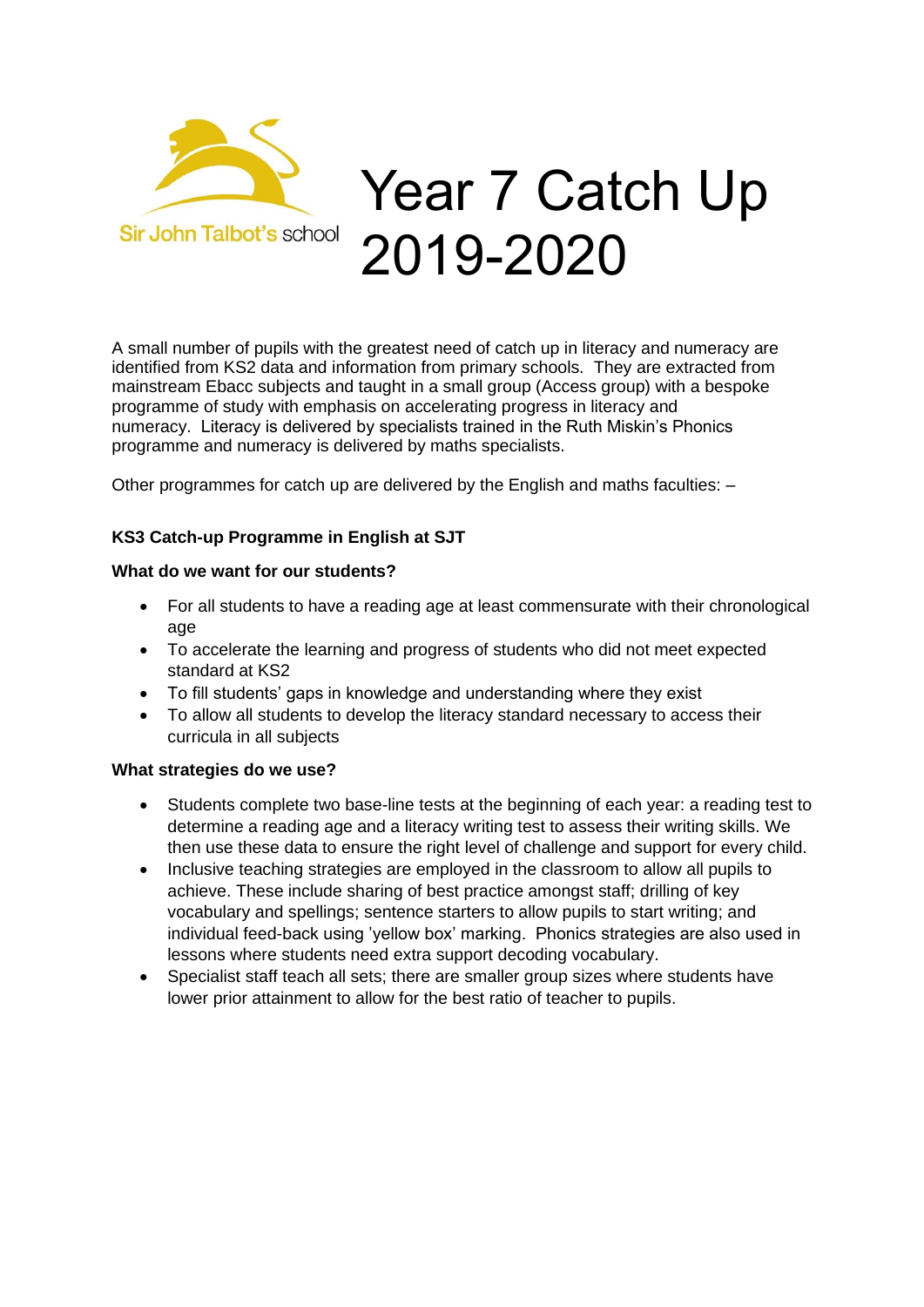Sir John Talbot's school

# Year 7 Catch Up 2019-2020

A small number of pupils with the greatest need of catch up in literacy and numeracy are identified from KS2 data and information from primary schools. They are extracted from mainstream Ebacc subjects and taught in a small group (Access group) with a bespoke programme of study with emphasis on accelerating progress in literacy and numeracy. Literacy is delivered by specialists trained in the Ruth Miskin's Phonics programme and numeracy is delivered by maths specialists.

Other programmes for catch up are delivered by the English and maths faculties: –

**KS3 Catch-up Programme in English at SJT**

**What do we want for our students?**

- For all students to have a reading age at least commensurate with their chronological age
- To accelerate the learning and progress of students who did not meet expected standard at KS2
- To fill students' gaps in knowledge and understanding where they exist
- To allow all students to develop the literacy standard necessary to access their curricula in all subjects

**What strategies do we use?**

- Students complete two base-line tests at the beginning of each year: a reading test to determine a reading age and a literacy writing test to assess their writing skills. We then use these data to ensure the right level of challenge and support for every child.
- Inclusive teaching strategies are employed in the classroom to allow all pupils to achieve. These include sharing of best practice amongst staff; drilling of key vocabulary and spellings; sentence starters to allow pupils to start writing; and individual feed-back using 'yellow box' marking. Phonics strategies are also used in lessons where students need extra support decoding vocabulary.
- Specialist staff teach all sets; there are smaller group sizes where students have lower prior attainment to allow for the best ratio of teacher to pupils.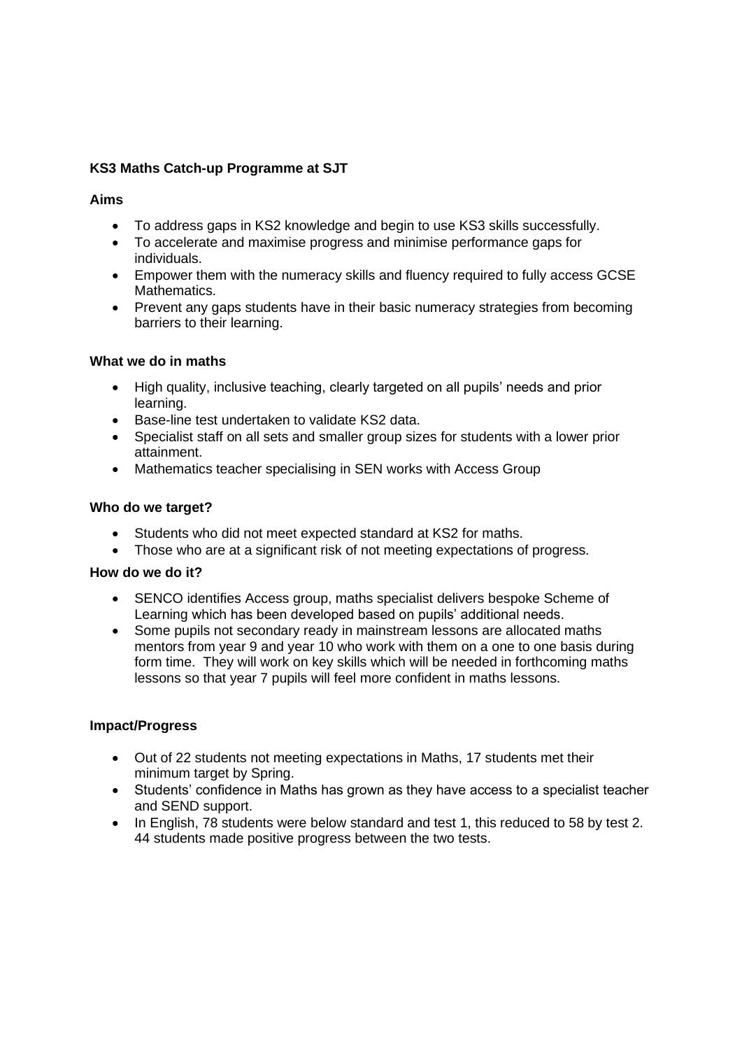**KS3 Maths Catch-up Programme at SJT**

**Aims**

- To address gaps in KS2 knowledge and begin to use KS3 skills successfully.
- To accelerate and maximise progress and minimise performance gaps for individuals.
- Empower them with the numeracy skills and fluency required to fully access GCSE Mathematics.
- Prevent any gaps students have in their basic numeracy strategies from becoming barriers to their learning.

**What we do in maths**

- High quality, inclusive teaching, clearly targeted on all pupils' needs and prior learning.
- Base-line test undertaken to validate KS2 data.
- Specialist staff on all sets and smaller group sizes for students with a lower prior attainment.
- Mathematics teacher specialising in SEN works with Access Group

**Who do we target?**

- Students who did not meet expected standard at KS2 for maths.
- Those who are at a significant risk of not meeting expectations of progress.

**How do we do it?**

- SENCO identifies Access group, maths specialist delivers bespoke Scheme of Learning which has been developed based on pupils' additional needs.
- Some pupils not secondary ready in mainstream lessons are allocated maths mentors from year 9 and year 10 who work with them on a one to one basis during form time. They will work on key skills which will be needed in forthcoming maths lessons so that year 7 pupils will feel more confident in maths lessons.

**Impact/Progress**

- Out of 22 students not meeting expectations in Maths, 17 students met their minimum target by Spring.
- Students' confidence in Maths has grown as they have access to a specialist teacher and SEND support.
- In English, 78 students were below standard and test 1, this reduced to 58 by test 2. 44 students made positive progress between the two tests.